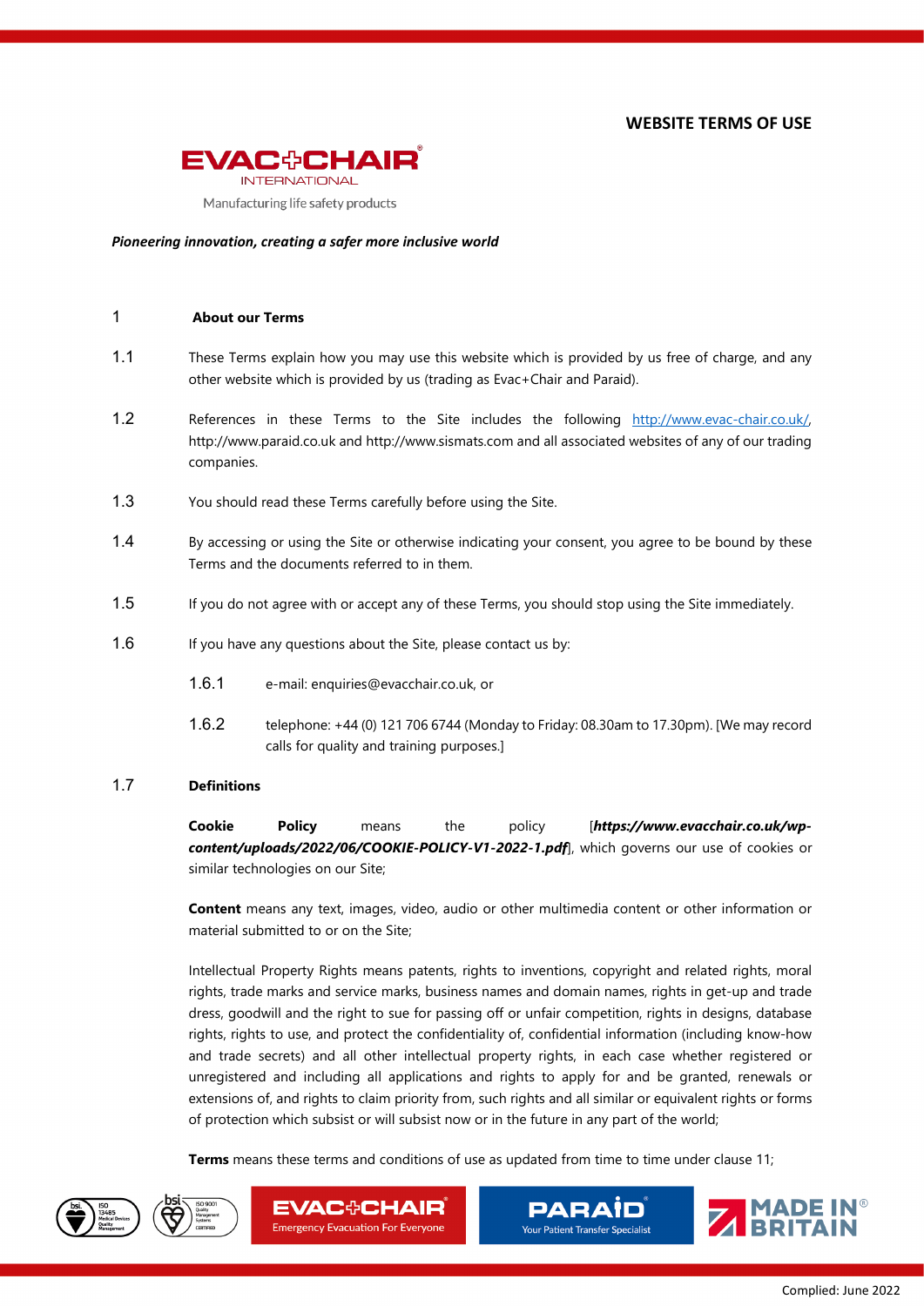# WEBSITE TERMS OF USE

EVAC+CHAIR INTERNATIONAL

Manufacturing life safety products

***Pioneering innovation, creating a safer more inclusive world***

## 1 About our Terms

1.1 These Terms explain how you may use this website which is provided by us free of charge, and any other website which is provided by us (trading as Evac+Chair and Paraid).

1.2 References in these Terms to the Site includes the following http://www.evac-chair.co.uk/, http://www.paraid.co.uk and http://www.sismats.com and all associated websites of any of our trading companies.

1.3 You should read these Terms carefully before using the Site.

1.4 By accessing or using the Site or otherwise indicating your consent, you agree to be bound by these Terms and the documents referred to in them.

1.5 If you do not agree with or accept any of these Terms, you should stop using the Site immediately.

1.6 If you have any questions about the Site, please contact us by:

1.6.1 e-mail: enquiries@evacchair.co.uk, or

1.6.2 telephone: +44 (0) 121 706 6744 (Monday to Friday: 08.30am to 17.30pm). [We may record calls for quality and training purposes.]

1.7 **Definitions**

**Cookie Policy** means the policy [***https://www.evacchair.co.uk/wp-content/uploads/2022/06/COOKIE-POLICY-V1-2022-1.pdf***], which governs our use of cookies or similar technologies on our Site;

**Content** means any text, images, video, audio or other multimedia content or other information or material submitted to or on the Site;

Intellectual Property Rights means patents, rights to inventions, copyright and related rights, moral rights, trade marks and service marks, business names and domain names, rights in get-up and trade dress, goodwill and the right to sue for passing off or unfair competition, rights in designs, database rights, rights to use, and protect the confidentiality of, confidential information (including know-how and trade secrets) and all other intellectual property rights, in each case whether registered or unregistered and including all applications and rights to apply for and be granted, renewals or extensions of, and rights to claim priority from, such rights and all similar or equivalent rights or forms of protection which subsist or will subsist now or in the future in any part of the world;

**Terms** means these terms and conditions of use as updated from time to time under clause 11;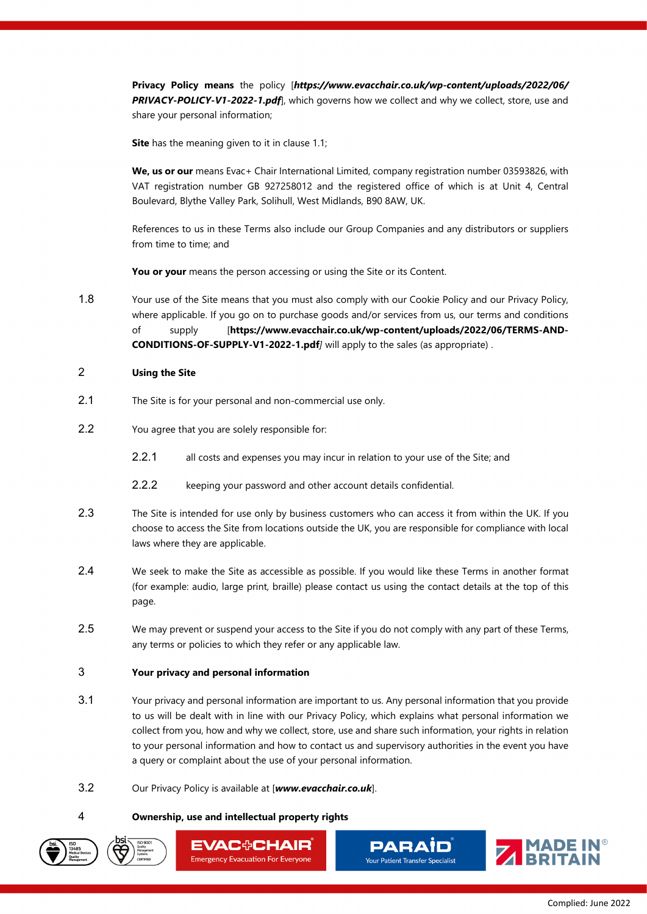**Privacy Policy means** the policy [***https://www.evacchair.co.uk/wp-content/uploads/2022/06/PRIVACY-POLICY-V1-2022-1.pdf***], which governs how we collect and why we collect, store, use and share your personal information;

**Site** has the meaning given to it in clause 1.1;

**We, us or our** means Evac+ Chair International Limited, company registration number 03593826, with VAT registration number GB 927258012 and the registered office of which is at Unit 4, Central Boulevard, Blythe Valley Park, Solihull, West Midlands, B90 8AW, UK.

References to us in these Terms also include our Group Companies and any distributors or suppliers from time to time; and

**You or your** means the person accessing or using the Site or its Content.

1.8 Your use of the Site means that you must also comply with our Cookie Policy and our Privacy Policy, where applicable. If you go on to purchase goods and/or services from us, our terms and conditions of supply [**https://www.evacchair.co.uk/wp-content/uploads/2022/06/TERMS-AND-CONDITIONS-OF-SUPPLY-V1-2022-1.pdf**] will apply to the sales (as appropriate) .

## 2 Using the Site

2.1 The Site is for your personal and non-commercial use only.

2.2 You agree that you are solely responsible for:

2.2.1 all costs and expenses you may incur in relation to your use of the Site; and

2.2.2 keeping your password and other account details confidential.

2.3 The Site is intended for use only by business customers who can access it from within the UK. If you choose to access the Site from locations outside the UK, you are responsible for compliance with local laws where they are applicable.

2.4 We seek to make the Site as accessible as possible. If you would like these Terms in another format (for example: audio, large print, braille) please contact us using the contact details at the top of this page.

2.5 We may prevent or suspend your access to the Site if you do not comply with any part of these Terms, any terms or policies to which they refer or any applicable law.

## 3 Your privacy and personal information

3.1 Your privacy and personal information are important to us. Any personal information that you provide to us will be dealt with in line with our Privacy Policy, which explains what personal information we collect from you, how and why we collect, store, use and share such information, your rights in relation to your personal information and how to contact us and supervisory authorities in the event you have a query or complaint about the use of your personal information.

3.2 Our Privacy Policy is available at [***www.evacchair.co.uk***].

## 4 Ownership, use and intellectual property rights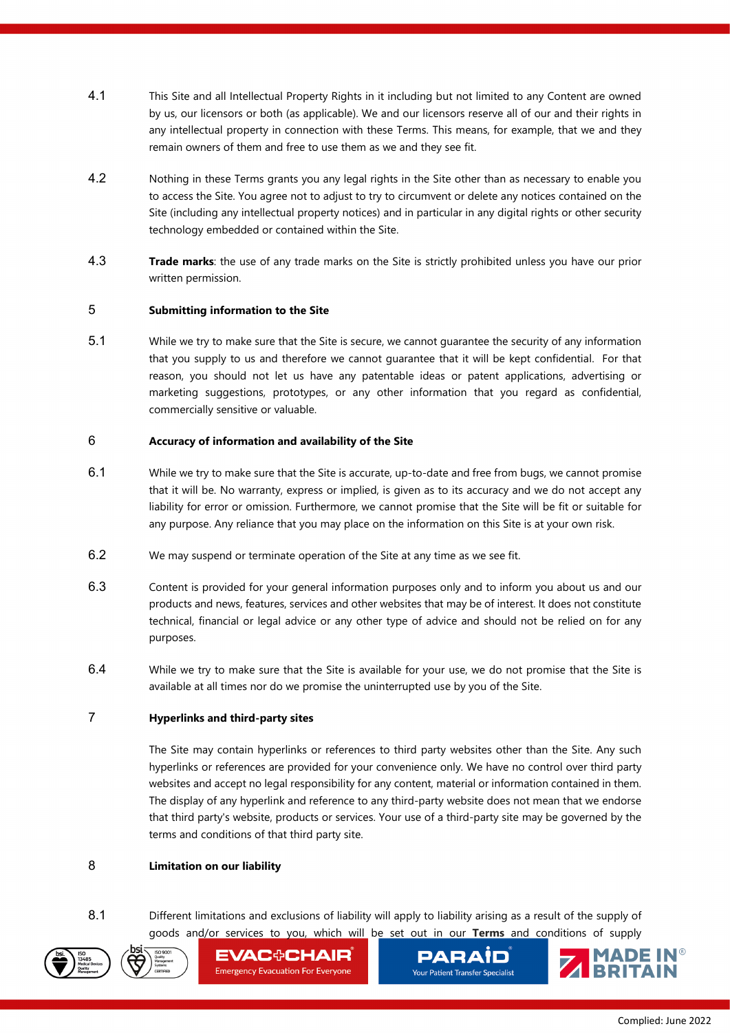4.1 This Site and all Intellectual Property Rights in it including but not limited to any Content are owned by us, our licensors or both (as applicable). We and our licensors reserve all of our and their rights in any intellectual property in connection with these Terms. This means, for example, that we and they remain owners of them and free to use them as we and they see fit.

4.2 Nothing in these Terms grants you any legal rights in the Site other than as necessary to enable you to access the Site. You agree not to adjust to try to circumvent or delete any notices contained on the Site (including any intellectual property notices) and in particular in any digital rights or other security technology embedded or contained within the Site.

4.3 **Trade marks**: the use of any trade marks on the Site is strictly prohibited unless you have our prior written permission.

## 5 Submitting information to the Site

5.1 While we try to make sure that the Site is secure, we cannot guarantee the security of any information that you supply to us and therefore we cannot guarantee that it will be kept confidential. For that reason, you should not let us have any patentable ideas or patent applications, advertising or marketing suggestions, prototypes, or any other information that you regard as confidential, commercially sensitive or valuable.

## 6 Accuracy of information and availability of the Site

6.1 While we try to make sure that the Site is accurate, up-to-date and free from bugs, we cannot promise that it will be. No warranty, express or implied, is given as to its accuracy and we do not accept any liability for error or omission. Furthermore, we cannot promise that the Site will be fit or suitable for any purpose. Any reliance that you may place on the information on this Site is at your own risk.

6.2 We may suspend or terminate operation of the Site at any time as we see fit.

6.3 Content is provided for your general information purposes only and to inform you about us and our products and news, features, services and other websites that may be of interest. It does not constitute technical, financial or legal advice or any other type of advice and should not be relied on for any purposes.

6.4 While we try to make sure that the Site is available for your use, we do not promise that the Site is available at all times nor do we promise the uninterrupted use by you of the Site.

## 7 Hyperlinks and third-party sites

The Site may contain hyperlinks or references to third party websites other than the Site. Any such hyperlinks or references are provided for your convenience only. We have no control over third party websites and accept no legal responsibility for any content, material or information contained in them. The display of any hyperlink and reference to any third-party website does not mean that we endorse that third party's website, products or services. Your use of a third-party site may be governed by the terms and conditions of that third party site.

## 8 Limitation on our liability

8.1 Different limitations and exclusions of liability will apply to liability arising as a result of the supply of goods and/or services to you, which will be set out in our **Terms** and conditions of supply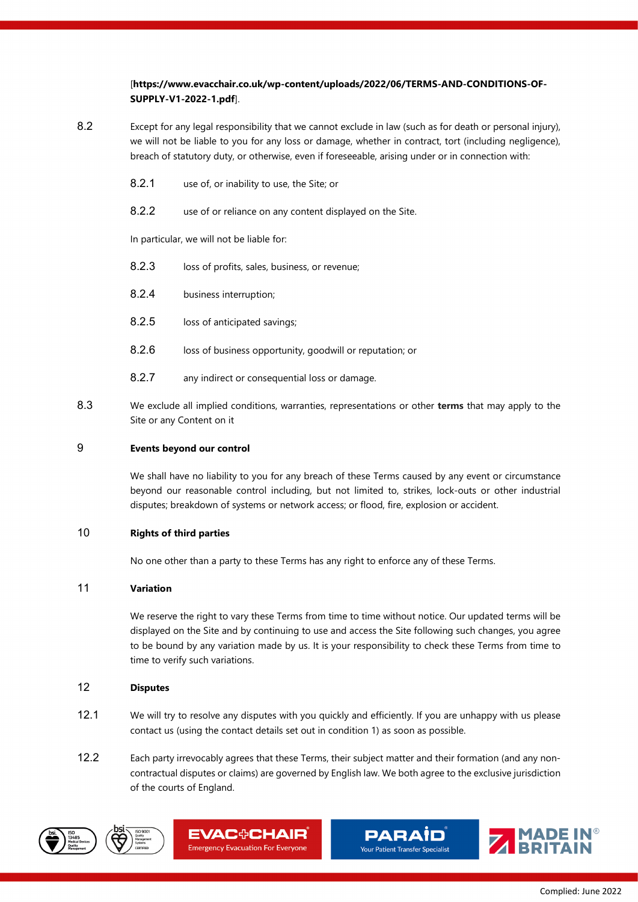[**https://www.evacchair.co.uk/wp-content/uploads/2022/06/TERMS-AND-CONDITIONS-OF-SUPPLY-V1-2022-1.pdf**].

8.2 Except for any legal responsibility that we cannot exclude in law (such as for death or personal injury), we will not be liable to you for any loss or damage, whether in contract, tort (including negligence), breach of statutory duty, or otherwise, even if foreseeable, arising under or in connection with:

8.2.1 use of, or inability to use, the Site; or

8.2.2 use of or reliance on any content displayed on the Site.

In particular, we will not be liable for:

8.2.3 loss of profits, sales, business, or revenue;

8.2.4 business interruption;

8.2.5 loss of anticipated savings;

8.2.6 loss of business opportunity, goodwill or reputation; or

8.2.7 any indirect or consequential loss or damage.

8.3 We exclude all implied conditions, warranties, representations or other **terms** that may apply to the Site or any Content on it

## 9 Events beyond our control

We shall have no liability to you for any breach of these Terms caused by any event or circumstance beyond our reasonable control including, but not limited to, strikes, lock-outs or other industrial disputes; breakdown of systems or network access; or flood, fire, explosion or accident.

## 10 Rights of third parties

No one other than a party to these Terms has any right to enforce any of these Terms.

## 11 Variation

We reserve the right to vary these Terms from time to time without notice. Our updated terms will be displayed on the Site and by continuing to use and access the Site following such changes, you agree to be bound by any variation made by us. It is your responsibility to check these Terms from time to time to verify such variations.

## 12 Disputes

12.1 We will try to resolve any disputes with you quickly and efficiently. If you are unhappy with us please contact us (using the contact details set out in condition 1) as soon as possible.

12.2 Each party irrevocably agrees that these Terms, their subject matter and their formation (and any non-contractual disputes or claims) are governed by English law. We both agree to the exclusive jurisdiction of the courts of England.